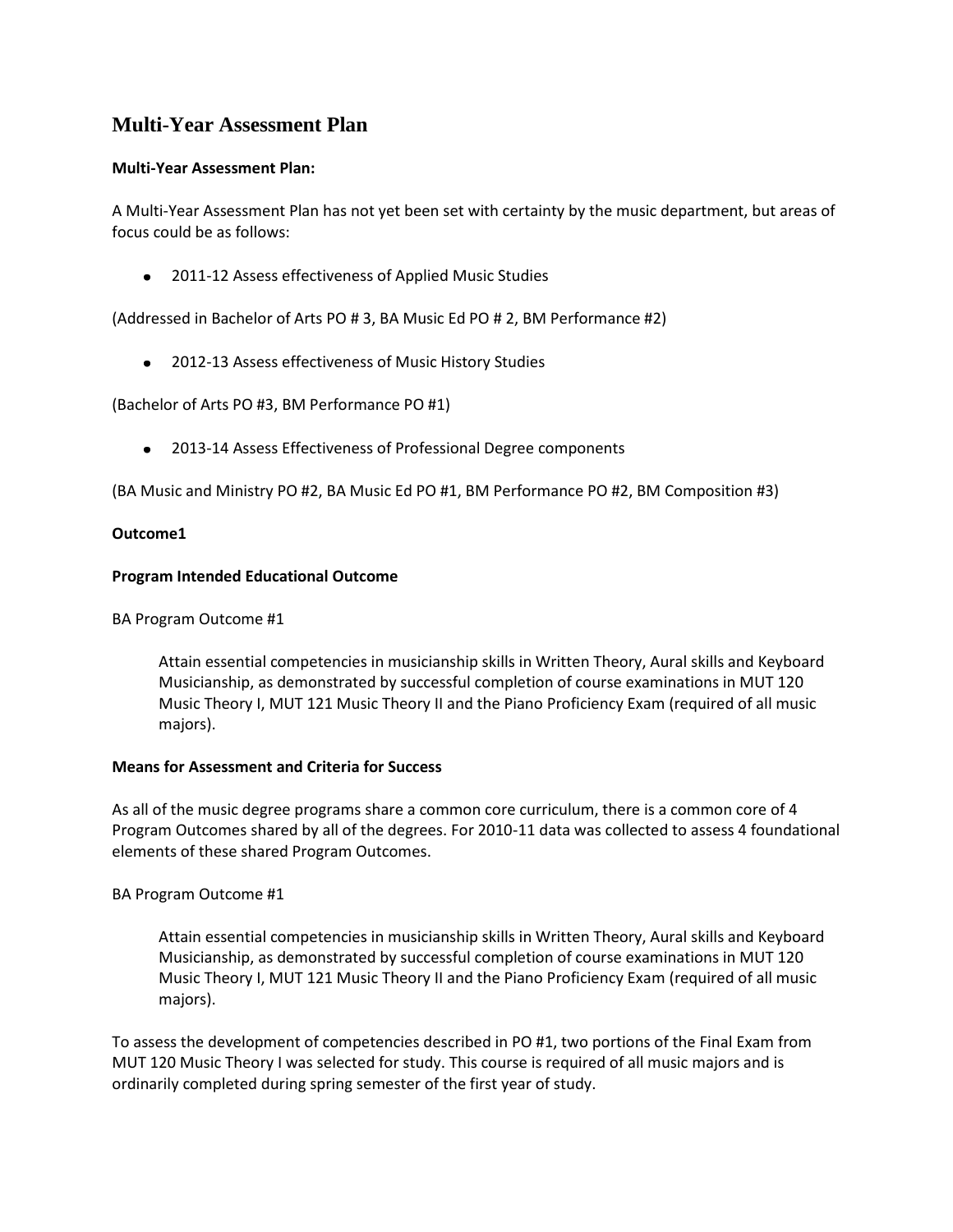# Multi-Year Assessment Plan

**Multi-Year Assessment Plan:**

A Multi-Year Assessment Plan has not yet been set with certainty by the music department, but areas of focus could be as follows:

- 2011-12 Assess effectiveness of Applied Music Studies

(Addressed in Bachelor of Arts PO # 3, BA Music Ed PO # 2, BM Performance #2)

- 2012-13 Assess effectiveness of Music History Studies

(Bachelor of Arts PO #3, BM Performance PO #1)

- 2013-14 Assess Effectiveness of Professional Degree components

(BA Music and Ministry PO #2, BA Music Ed PO #1, BM Performance PO #2, BM Composition #3)

**Outcome1**

**Program Intended Educational Outcome**

BA Program Outcome #1

> Attain essential competencies in musicianship skills in Written Theory, Aural skills and Keyboard Musicianship, as demonstrated by successful completion of course examinations in MUT 120 Music Theory I, MUT 121 Music Theory II and the Piano Proficiency Exam (required of all music majors).

**Means for Assessment and Criteria for Success**

As all of the music degree programs share a common core curriculum, there is a common core of 4 Program Outcomes shared by all of the degrees. For 2010-11 data was collected to assess 4 foundational elements of these shared Program Outcomes.

BA Program Outcome #1

> Attain essential competencies in musicianship skills in Written Theory, Aural skills and Keyboard Musicianship, as demonstrated by successful completion of course examinations in MUT 120 Music Theory I, MUT 121 Music Theory II and the Piano Proficiency Exam (required of all music majors).

To assess the development of competencies described in PO #1, two portions of the Final Exam from MUT 120 Music Theory I was selected for study. This course is required of all music majors and is ordinarily completed during spring semester of the first year of study.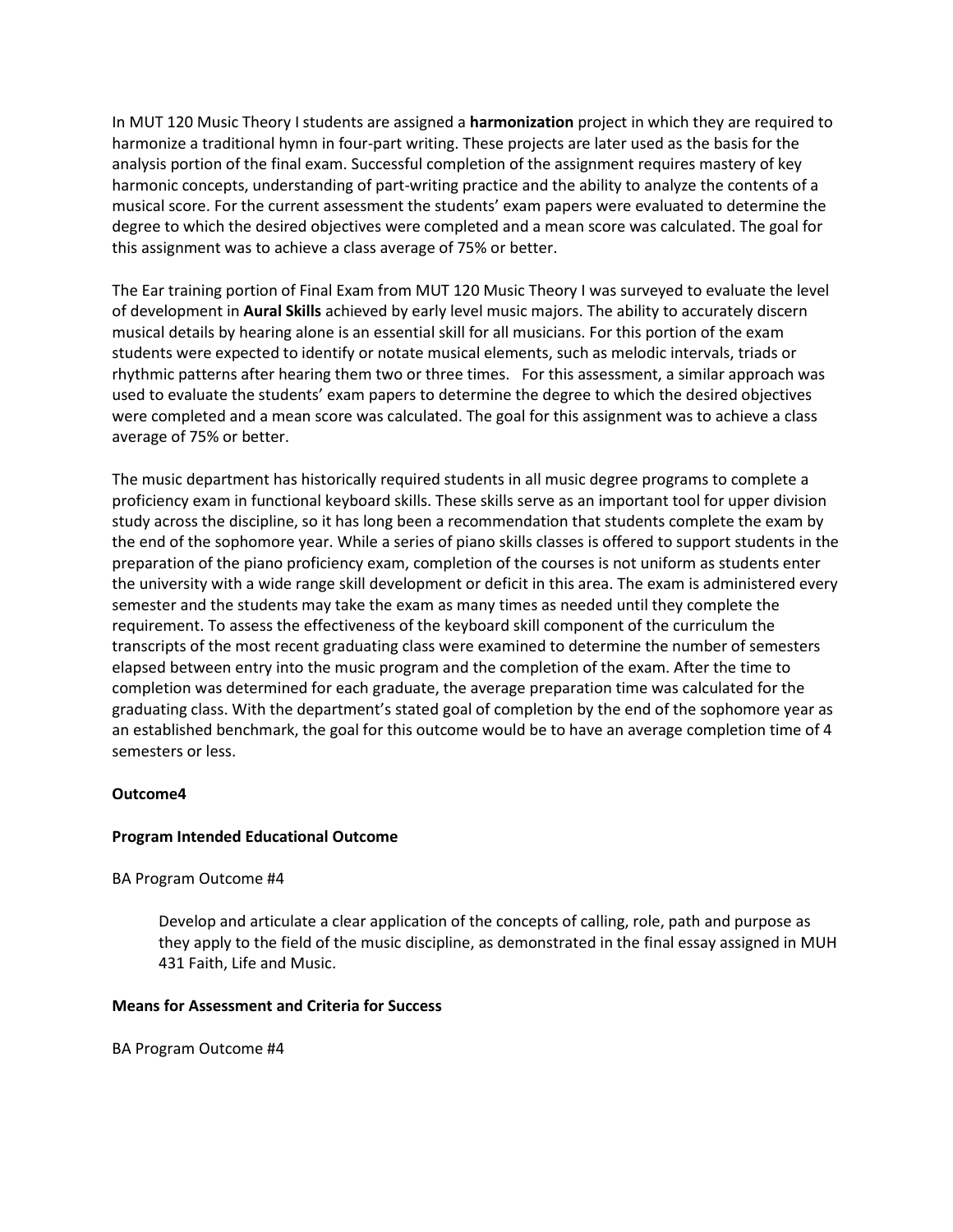In MUT 120 Music Theory I students are assigned a **harmonization** project in which they are required to harmonize a traditional hymn in four-part writing. These projects are later used as the basis for the analysis portion of the final exam. Successful completion of the assignment requires mastery of key harmonic concepts, understanding of part-writing practice and the ability to analyze the contents of a musical score. For the current assessment the students' exam papers were evaluated to determine the degree to which the desired objectives were completed and a mean score was calculated. The goal for this assignment was to achieve a class average of 75% or better.

The Ear training portion of Final Exam from MUT 120 Music Theory I was surveyed to evaluate the level of development in **Aural Skills** achieved by early level music majors. The ability to accurately discern musical details by hearing alone is an essential skill for all musicians. For this portion of the exam students were expected to identify or notate musical elements, such as melodic intervals, triads or rhythmic patterns after hearing them two or three times. For this assessment, a similar approach was used to evaluate the students' exam papers to determine the degree to which the desired objectives were completed and a mean score was calculated. The goal for this assignment was to achieve a class average of 75% or better.

The music department has historically required students in all music degree programs to complete a proficiency exam in functional keyboard skills. These skills serve as an important tool for upper division study across the discipline, so it has long been a recommendation that students complete the exam by the end of the sophomore year. While a series of piano skills classes is offered to support students in the preparation of the piano proficiency exam, completion of the courses is not uniform as students enter the university with a wide range skill development or deficit in this area. The exam is administered every semester and the students may take the exam as many times as needed until they complete the requirement. To assess the effectiveness of the keyboard skill component of the curriculum the transcripts of the most recent graduating class were examined to determine the number of semesters elapsed between entry into the music program and the completion of the exam. After the time to completion was determined for each graduate, the average preparation time was calculated for the graduating class. With the department's stated goal of completion by the end of the sophomore year as an established benchmark, the goal for this outcome would be to have an average completion time of 4 semesters or less.

**Outcome4**

**Program Intended Educational Outcome**

BA Program Outcome #4

> Develop and articulate a clear application of the concepts of calling, role, path and purpose as they apply to the field of the music discipline, as demonstrated in the final essay assigned in MUH 431 Faith, Life and Music.

**Means for Assessment and Criteria for Success**

BA Program Outcome #4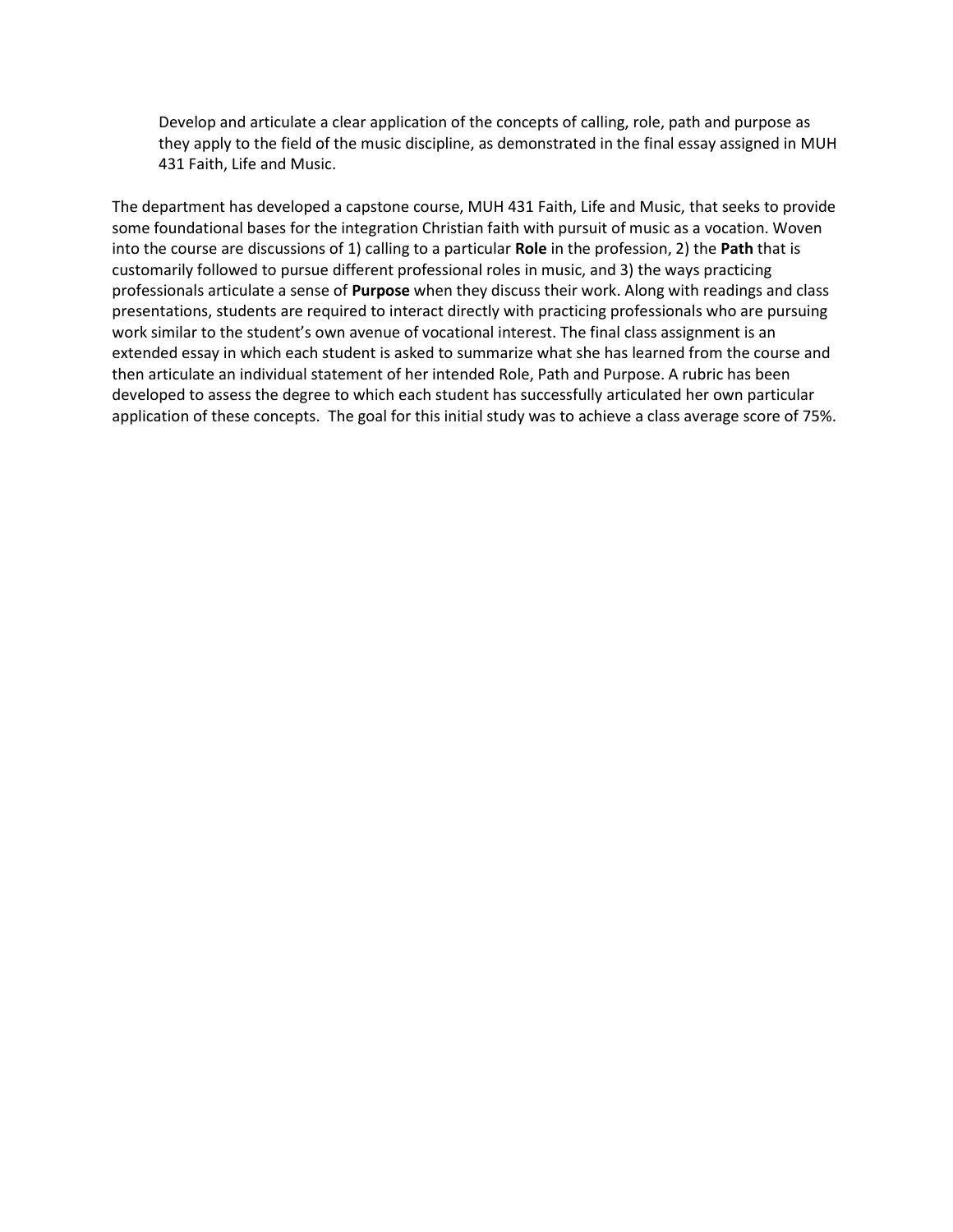> Develop and articulate a clear application of the concepts of calling, role, path and purpose as they apply to the field of the music discipline, as demonstrated in the final essay assigned in MUH 431 Faith, Life and Music.

The department has developed a capstone course, MUH 431 Faith, Life and Music, that seeks to provide some foundational bases for the integration Christian faith with pursuit of music as a vocation. Woven into the course are discussions of 1) calling to a particular **Role** in the profession, 2) the **Path** that is customarily followed to pursue different professional roles in music, and 3) the ways practicing professionals articulate a sense of **Purpose** when they discuss their work. Along with readings and class presentations, students are required to interact directly with practicing professionals who are pursuing work similar to the student's own avenue of vocational interest. The final class assignment is an extended essay in which each student is asked to summarize what she has learned from the course and then articulate an individual statement of her intended Role, Path and Purpose. A rubric has been developed to assess the degree to which each student has successfully articulated her own particular application of these concepts. The goal for this initial study was to achieve a class average score of 75%.